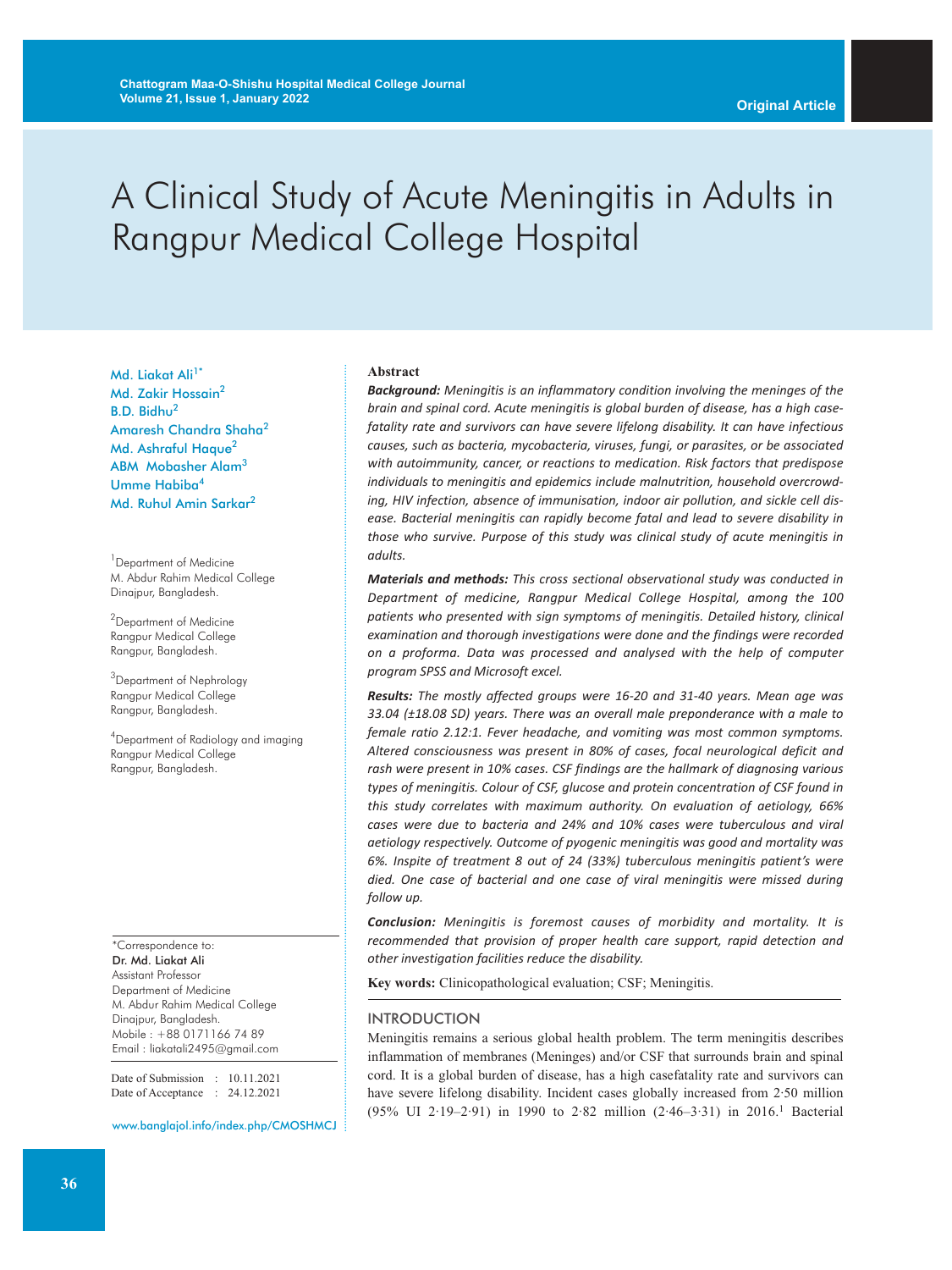# A Clinical Study of Acute Meningitis in Adults in Rangpur Medical College Hospital

Md. Liakat Ali[1*]
Md. Zakir Hossain[2]
B.D. Bidhu[2]
Amaresh Chandra Shaha[2]
Md. Ashraful Haque[2]
ABM Mobasher Alam[3]
Umme Habiba[4]
Md. Ruhul Amin Sarkar[2]

[1]Department of Medicine
M. Abdur Rahim Medical College
Dinajpur, Bangladesh.

[2]Department of Medicine
Rangpur Medical College
Rangpur, Bangladesh.

[3]Department of Nephrology
Rangpur Medical College
Rangpur, Bangladesh.

[4]Department of Radiology and imaging
Rangpur Medical College
Rangpur, Bangladesh.

*Correspondence to:
**Dr. Md. Liakat Ali**
Assistant Professor
Department of Medicine
M. Abdur Rahim Medical College
Dinajpur, Bangladesh.
Mobile : +88 0171166 74 89
Email : liakatali2495@gmail.com

Date of Submission : 10.11.2021
Date of Acceptance : 24.12.2021

www.banglajol.info/index.php/CMOSHMCJ

**Abstract**

***Background:*** *Meningitis is an inflammatory condition involving the meninges of the brain and spinal cord. Acute meningitis is global burden of disease, has a high case-fatality rate and survivors can have severe lifelong disability. It can have infectious causes, such as bacteria, mycobacteria, viruses, fungi, or parasites, or be associated with autoimmunity, cancer, or reactions to medication. Risk factors that predispose individuals to meningitis and epidemics include malnutrition, household overcrowding, HIV infection, absence of immunisation, indoor air pollution, and sickle cell disease. Bacterial meningitis can rapidly become fatal and lead to severe disability in those who survive. Purpose of this study was clinical study of acute meningitis in adults.*

***Materials and methods:*** *This cross sectional observational study was conducted in Department of medicine, Rangpur Medical College Hospital, among the 100 patients who presented with sign symptoms of meningitis. Detailed history, clinical examination and thorough investigations were done and the findings were recorded on a proforma. Data was processed and analysed with the help of computer program SPSS and Microsoft excel.*

***Results:*** *The mostly affected groups were 16-20 and 31-40 years. Mean age was 33.04 (±18.08 SD) years. There was an overall male preponderance with a male to female ratio 2.12:1. Fever headache, and vomiting was most common symptoms. Altered consciousness was present in 80% of cases, focal neurological deficit and rash were present in 10% cases. CSF findings are the hallmark of diagnosing various types of meningitis. Colour of CSF, glucose and protein concentration of CSF found in this study correlates with maximum authority. On evaluation of aetiology, 66% cases were due to bacteria and 24% and 10% cases were tuberculous and viral aetiology respectively. Outcome of pyogenic meningitis was good and mortality was 6%. Inspite of treatment 8 out of 24 (33%) tuberculous meningitis patient's were died. One case of bacterial and one case of viral meningitis were missed during follow up.*

***Conclusion:*** *Meningitis is foremost causes of morbidity and mortality. It is recommended that provision of proper health care support, rapid detection and other investigation facilities reduce the disability.*

**Key words:** Clinicopathological evaluation; CSF; Meningitis.

## INTRODUCTION

Meningitis remains a serious global health problem. The term meningitis describes inflammation of membranes (Meninges) and/or CSF that surrounds brain and spinal cord. It is a global burden of disease, has a high casefatality rate and survivors can have severe lifelong disability. Incident cases globally increased from 2·50 million (95% UI 2·19–2·91) in 1990 to 2·82 million (2·46–3·31) in 2016.[1] Bacterial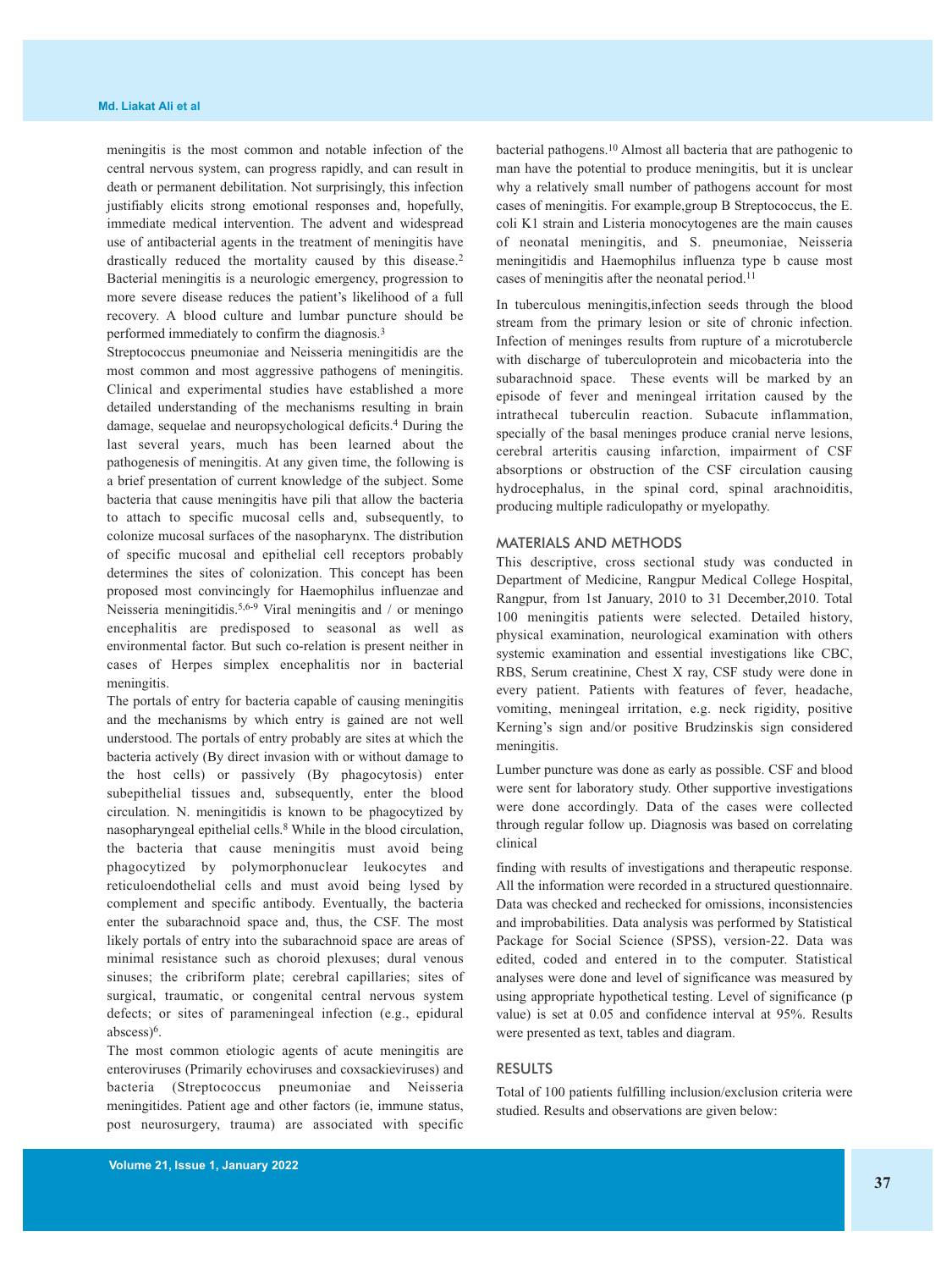meningitis is the most common and notable infection of the central nervous system, can progress rapidly, and can result in death or permanent debilitation. Not surprisingly, this infection justifiably elicits strong emotional responses and, hopefully, immediate medical intervention. The advent and widespread use of antibacterial agents in the treatment of meningitis have drastically reduced the mortality caused by this disease.[2] Bacterial meningitis is a neurologic emergency, progression to more severe disease reduces the patient's likelihood of a full recovery. A blood culture and lumbar puncture should be performed immediately to confirm the diagnosis.[3]

Streptococcus pneumoniae and Neisseria meningitidis are the most common and most aggressive pathogens of meningitis. Clinical and experimental studies have established a more detailed understanding of the mechanisms resulting in brain damage, sequelae and neuropsychological deficits.[4] During the last several years, much has been learned about the pathogenesis of meningitis. At any given time, the following is a brief presentation of current knowledge of the subject. Some bacteria that cause meningitis have pili that allow the bacteria to attach to specific mucosal cells and, subsequently, to colonize mucosal surfaces of the nasopharynx. The distribution of specific mucosal and epithelial cell receptors probably determines the sites of colonization. This concept has been proposed most convincingly for Haemophilus influenzae and Neisseria meningitidis.[5,6-9] Viral meningitis and / or meningo encephalitis are predisposed to seasonal as well as environmental factor. But such co-relation is present neither in cases of Herpes simplex encephalitis nor in bacterial meningitis.

The portals of entry for bacteria capable of causing meningitis and the mechanisms by which entry is gained are not well understood. The portals of entry probably are sites at which the bacteria actively (By direct invasion with or without damage to the host cells) or passively (By phagocytosis) enter subepithelial tissues and, subsequently, enter the blood circulation. N. meningitidis is known to be phagocytized by nasopharyngeal epithelial cells.[8] While in the blood circulation, the bacteria that cause meningitis must avoid being phagocytized by polymorphonuclear leukocytes and reticuloendothelial cells and must avoid being lysed by complement and specific antibody. Eventually, the bacteria enter the subarachnoid space and, thus, the CSF. The most likely portals of entry into the subarachnoid space are areas of minimal resistance such as choroid plexuses; dural venous sinuses; the cribriform plate; cerebral capillaries; sites of surgical, traumatic, or congenital central nervous system defects; or sites of parameningeal infection (e.g., epidural abscess)[6].

The most common etiologic agents of acute meningitis are enteroviruses (Primarily echoviruses and coxsackieviruses) and bacteria (Streptococcus pneumoniae and Neisseria meningitides. Patient age and other factors (ie, immune status, post neurosurgery, trauma) are associated with specific bacterial pathogens.[10] Almost all bacteria that are pathogenic to man have the potential to produce meningitis, but it is unclear why a relatively small number of pathogens account for most cases of meningitis. For example,group B Streptococcus, the E. coli K1 strain and Listeria monocytogenes are the main causes of neonatal meningitis, and S. pneumoniae, Neisseria meningitidis and Haemophilus influenza type b cause most cases of meningitis after the neonatal period.[11]

In tuberculous meningitis,infection seeds through the blood stream from the primary lesion or site of chronic infection. Infection of meninges results from rupture of a microtubercle with discharge of tuberculoprotein and micobacteria into the subarachnoid space. These events will be marked by an episode of fever and meningeal irritation caused by the intrathecal tuberculin reaction. Subacute inflammation, specially of the basal meninges produce cranial nerve lesions, cerebral arteritis causing infarction, impairment of CSF absorptions or obstruction of the CSF circulation causing hydrocephalus, in the spinal cord, spinal arachnoiditis, producing multiple radiculopathy or myelopathy.

## MATERIALS AND METHODS

This descriptive, cross sectional study was conducted in Department of Medicine, Rangpur Medical College Hospital, Rangpur, from 1st January, 2010 to 31 December,2010. Total 100 meningitis patients were selected. Detailed history, physical examination, neurological examination with others systemic examination and essential investigations like CBC, RBS, Serum creatinine, Chest X ray, CSF study were done in every patient. Patients with features of fever, headache, vomiting, meningeal irritation, e.g. neck rigidity, positive Kerning's sign and/or positive Brudzinskis sign considered meningitis.

Lumber puncture was done as early as possible. CSF and blood were sent for laboratory study. Other supportive investigations were done accordingly. Data of the cases were collected through regular follow up. Diagnosis was based on correlating clinical finding with results of investigations and therapeutic response. All the information were recorded in a structured questionnaire. Data was checked and rechecked for omissions, inconsistencies and improbabilities. Data analysis was performed by Statistical Package for Social Science (SPSS), version-22. Data was edited, coded and entered in to the computer. Statistical analyses were done and level of significance was measured by using appropriate hypothetical testing. Level of significance (p value) is set at 0.05 and confidence interval at 95%. Results were presented as text, tables and diagram.

## RESULTS

Total of 100 patients fulfilling inclusion/exclusion criteria were studied. Results and observations are given below: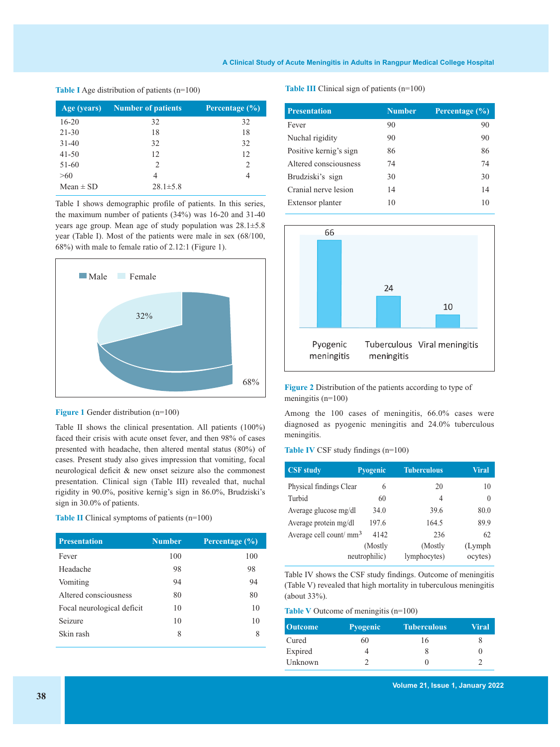**Table I** Age distribution of patients (n=100)

| Age (years) | Number of patients | Percentage (%) |
|---|---|---|
| 16-20 | 32 | 32 |
| 21-30 | 18 | 18 |
| 31-40 | 32 | 32 |
| 41-50 | 12 | 12 |
| 51-60 | 2 | 2 |
| >60 | 4 | 4 |
| Mean ± SD | 28.1±5.8 | |

Table I shows demographic profile of patients. In this series, the maximum number of patients (34%) was 16-20 and 31-40 years age group. Mean age of study population was 28.1±5.8 year (Table I). Most of the patients were male in sex (68/100, 68%) with male to female ratio of 2.12:1 (Figure 1).

**Figure 1** Gender distribution (n=100)

Table II shows the clinical presentation. All patients (100%) faced their crisis with acute onset fever, and then 98% of cases presented with headache, then altered mental status (80%) of cases. Present study also gives impression that vomiting, focal neurological deficit & new onset seizure also the commonest presentation. Clinical sign (Table III) revealed that, nuchal rigidity in 90.0%, positive kernig's sign in 86.0%, Brudziski's sign in 30.0% of patients.

**Table II** Clinical symptoms of patients (n=100)

| Presentation | Number | Percentage (%) |
|---|---|---|
| Fever | 100 | 100 |
| Headache | 98 | 98 |
| Vomiting | 94 | 94 |
| Altered consciousness | 80 | 80 |
| Focal neurological deficit | 10 | 10 |
| Seizure | 10 | 10 |
| Skin rash | 8 | 8 |

**Table III** Clinical sign of patients (n=100)

| Presentation | Number | Percentage (%) |
|---|---|---|
| Fever | 90 | 90 |
| Nuchal rigidity | 90 | 90 |
| Positive kernig's sign | 86 | 86 |
| Altered consciousness | 74 | 74 |
| Brudziski's sign | 30 | 30 |
| Cranial nerve lesion | 14 | 14 |
| Extensor planter | 10 | 10 |

**Figure 2** Distribution of the patients according to type of meningitis (n=100)

Among the 100 cases of meningitis, 66.0% cases were diagnosed as pyogenic meningitis and 24.0% tuberculous meningitis.

**Table IV** CSF study findings (n=100)

| CSF study | Pyogenic | Tuberculous | Viral |
|---|---|---|---|
| Physical findings Clear | 6 | 20 | 10 |
| Turbid | 60 | 4 | 0 |
| Average glucose mg/dl | 34.0 | 39.6 | 80.0 |
| Average protein mg/dl | 197.6 | 164.5 | 89.9 |
| Average cell count/ $mm^3$ | 4142 (Mostly neutrophilic) | 236 (Mostly lymphocytes) | 62 (Lymphocytes) |

Table IV shows the CSF study findings. Outcome of meningitis (Table V) revealed that high mortality in tuberculous meningitis (about 33%).

**Table V** Outcome of meningitis (n=100)

| Outcome | Pyogenic | Tuberculous | Viral |
|---|---|---|---|
| Cured | 60 | 16 | 8 |
| Expired | 4 | 8 | 0 |
| Unknown | 2 | 0 | 2 |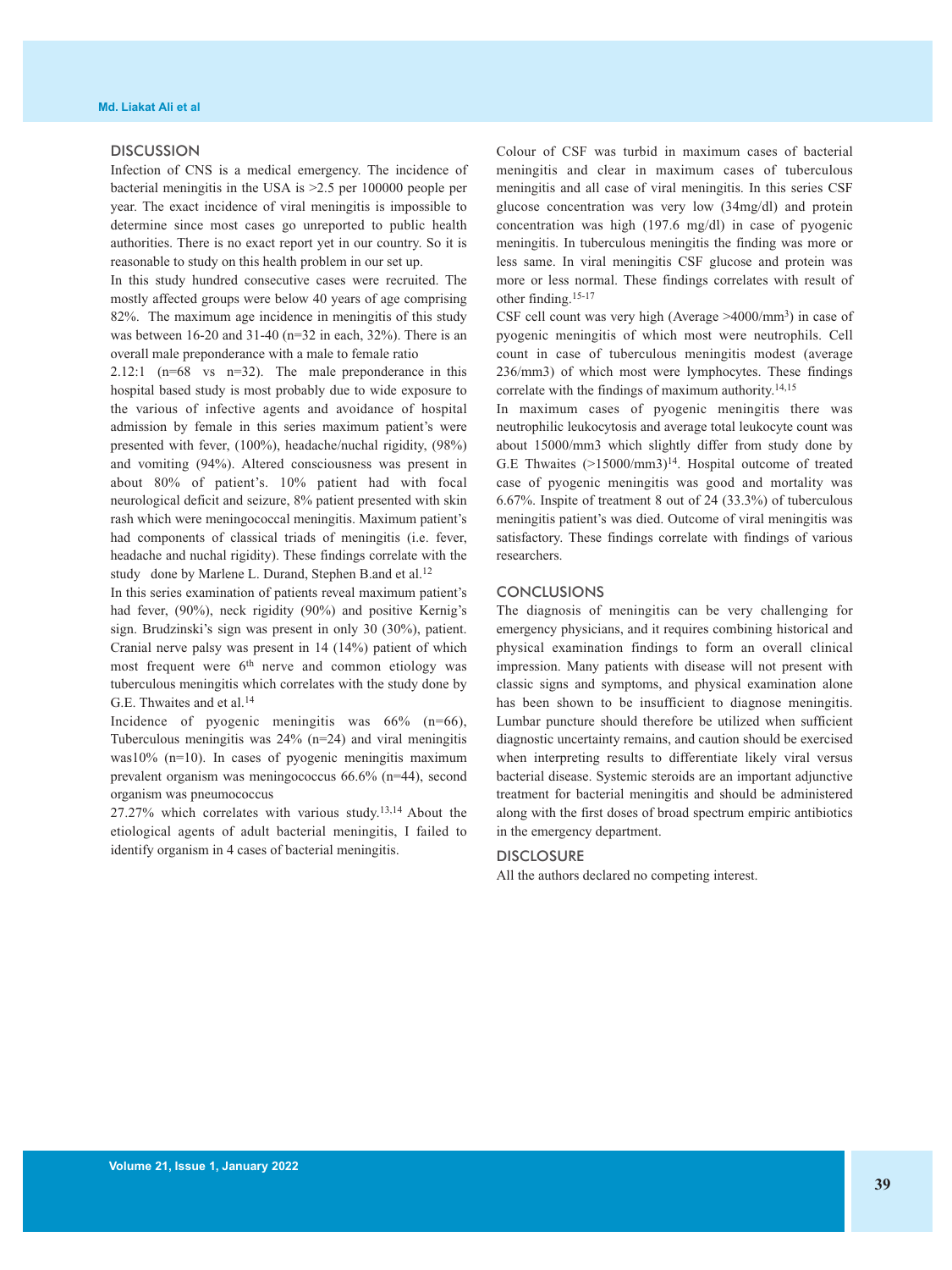## DISCUSSION

Infection of CNS is a medical emergency. The incidence of bacterial meningitis in the USA is >2.5 per 100000 people per year. The exact incidence of viral meningitis is impossible to determine since most cases go unreported to public health authorities. There is no exact report yet in our country. So it is reasonable to study on this health problem in our set up.

In this study hundred consecutive cases were recruited. The mostly affected groups were below 40 years of age comprising 82%. The maximum age incidence in meningitis of this study was between 16-20 and 31-40 (n=32 in each, 32%). There is an overall male preponderance with a male to female ratio 2.12:1 (n=68 vs n=32). The male preponderance in this hospital based study is most probably due to wide exposure to the various of infective agents and avoidance of hospital admission by female in this series maximum patient's were presented with fever, (100%), headache/nuchal rigidity, (98%) and vomiting (94%). Altered consciousness was present in about 80% of patient's. 10% patient had with focal neurological deficit and seizure, 8% patient presented with skin rash which were meningococcal meningitis. Maximum patient's had components of classical triads of meningitis (i.e. fever, headache and nuchal rigidity). These findings correlate with the study done by Marlene L. Durand, Stephen B.and et al.[12]

In this series examination of patients reveal maximum patient's had fever, (90%), neck rigidity (90%) and positive Kernig's sign. Brudzinski's sign was present in only 30 (30%), patient. Cranial nerve palsy was present in 14 (14%) patient of which most frequent were $6^{th}$ nerve and common etiology was tuberculous meningitis which correlates with the study done by G.E. Thwaites and et al.[14]

Incidence of pyogenic meningitis was 66% (n=66), Tuberculous meningitis was 24% (n=24) and viral meningitis was10% (n=10). In cases of pyogenic meningitis maximum prevalent organism was meningococcus 66.6% (n=44), second organism was pneumococcus 27.27% which correlates with various study.[13,14] About the etiological agents of adult bacterial meningitis, I failed to identify organism in 4 cases of bacterial meningitis.

Colour of CSF was turbid in maximum cases of bacterial meningitis and clear in maximum cases of tuberculous meningitis and all case of viral meningitis. In this series CSF glucose concentration was very low (34mg/dl) and protein concentration was high (197.6 mg/dl) in case of pyogenic meningitis. In tuberculous meningitis the finding was more or less same. In viral meningitis CSF glucose and protein was more or less normal. These findings correlates with result of other finding.[15-17]

CSF cell count was very high (Average >4000/mm$^3$) in case of pyogenic meningitis of which most were neutrophils. Cell count in case of tuberculous meningitis modest (average 236/mm3) of which most were lymphocytes. These findings correlate with the findings of maximum authority.[14,15]

In maximum cases of pyogenic meningitis there was neutrophilic leukocytosis and average total leukocyte count was about 15000/mm3 which slightly differ from study done by G.E Thwaites (>15000/mm3)[14]. Hospital outcome of treated case of pyogenic meningitis was good and mortality was 6.67%. Inspite of treatment 8 out of 24 (33.3%) of tuberculous meningitis patient's was died. Outcome of viral meningitis was satisfactory. These findings correlate with findings of various researchers.

## CONCLUSIONS

The diagnosis of meningitis can be very challenging for emergency physicians, and it requires combining historical and physical examination findings to form an overall clinical impression. Many patients with disease will not present with classic signs and symptoms, and physical examination alone has been shown to be insufficient to diagnose meningitis. Lumbar puncture should therefore be utilized when sufficient diagnostic uncertainty remains, and caution should be exercised when interpreting results to differentiate likely viral versus bacterial disease. Systemic steroids are an important adjunctive treatment for bacterial meningitis and should be administered along with the first doses of broad spectrum empiric antibiotics in the emergency department.

## DISCLOSURE

All the authors declared no competing interest.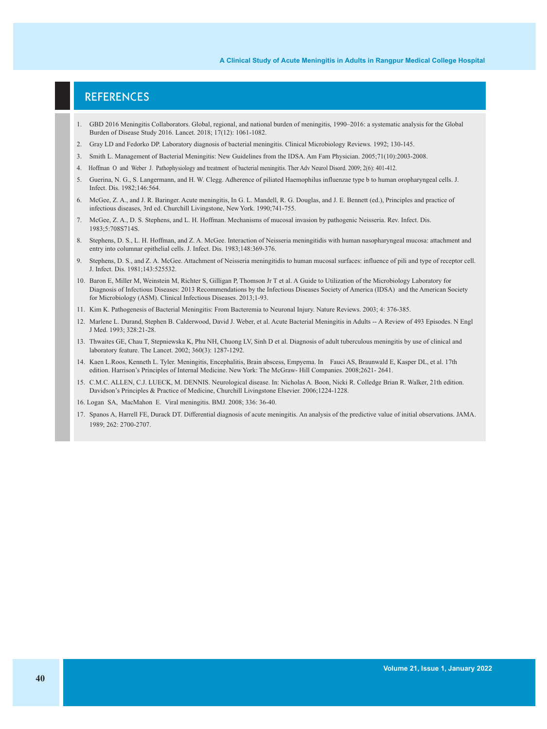## REFERENCES

1. GBD 2016 Meningitis Collaborators. Global, regional, and national burden of meningitis, 1990–2016: a systematic analysis for the Global Burden of Disease Study 2016. Lancet. 2018; 17(12): 1061-1082.
2. Gray LD and Fedorko DP. Laboratory diagnosis of bacterial meningitis. Clinical Microbiology Reviews. 1992; 130-145.
3. Smith L. Management of Bacterial Meningitis: New Guidelines from the IDSA. Am Fam Physician. 2005;71(10):2003-2008.
4. Hoffman O and Weber J. Pathophysiology and treatment of bacterial meningitis. Ther Adv Neurol Disord. 2009; 2(6): 401-412.
5. Guerina, N. G., S. Langermann, and H. W. Clegg. Adherence of piliated Haemophilus influenzae type b to human oropharyngeal cells. J. Infect. Dis. 1982;146:564.
6. McGee, Z. A., and J. R. Baringer. Acute meningitis, In G. L. Mandell, R. G. Douglas, and J. E. Bennett (ed.), Principles and practice of infectious diseases, 3rd ed. Churchill Livingstone, New York. 1990;741-755.
7. McGee, Z. A., D. S. Stephens, and L. H. Hoffman. Mechanisms of mucosal invasion by pathogenic Neisseria. Rev. Infect. Dis. 1983;5:708S714S.
8. Stephens, D. S., L. H. Hoffman, and Z. A. McGee. Interaction of Neisseria meningitidis with human nasopharyngeal mucosa: attachment and entry into columnar epithelial cells. J. Infect. Dis. 1983;148:369-376.
9. Stephens, D. S., and Z. A. McGee. Attachment of Neisseria meningitidis to human mucosal surfaces: influence of pili and type of receptor cell. J. Infect. Dis. 1981;143:525532.
10. Baron E, Miller M, Weinstein M, Richter S, Gilligan P, Thomson Jr T et al. A Guide to Utilization of the Microbiology Laboratory for Diagnosis of Infectious Diseases: 2013 Recommendations by the Infectious Diseases Society of America (IDSA) and the American Society for Microbiology (ASM). Clinical Infectious Diseases. 2013;1-93.
11. Kim K. Pathogenesis of Bacterial Meningitis: From Bacteremia to Neuronal Injury. Nature Reviews. 2003; 4: 376-385.
12. Marlene L. Durand, Stephen B. Calderwood, David J. Weber, et al. Acute Bacterial Meningitis in Adults -- A Review of 493 Episodes. N Engl J Med. 1993; 328:21-28.
13. Thwaites GE, Chau T, Stepniewska K, Phu NH, Chuong LV, Sinh D et al. Diagnosis of adult tuberculous meningitis by use of clinical and laboratory feature. The Lancet. 2002; 360(3): 1287-1292.
14. Kaen L.Roos, Kenneth L. Tyler. Meningitis, Encephalitis, Brain abscess, Empyema. In Fauci AS, Braunwald E, Kasper DL, et al. 17th edition. Harrison's Principles of Internal Medicine. New York: The McGraw- Hill Companies. 2008;2621- 2641.
15. C.M.C. ALLEN, C.J. LUECK, M. DENNIS. Neurological disease. In: Nicholas A. Boon, Nicki R. Colledge Brian R. Walker, 21th edition. Davidson's Principles & Practice of Medicine, Churchill Livingstone Elsevier. 2006;1224-1228.
16. Logan SA, MacMahon E. Viral meningitis. BMJ. 2008; 336: 36-40.
17. Spanos A, Harrell FE, Durack DT. Differential diagnosis of acute meningitis. An analysis of the predictive value of initial observations. JAMA. 1989; 262: 2700-2707.